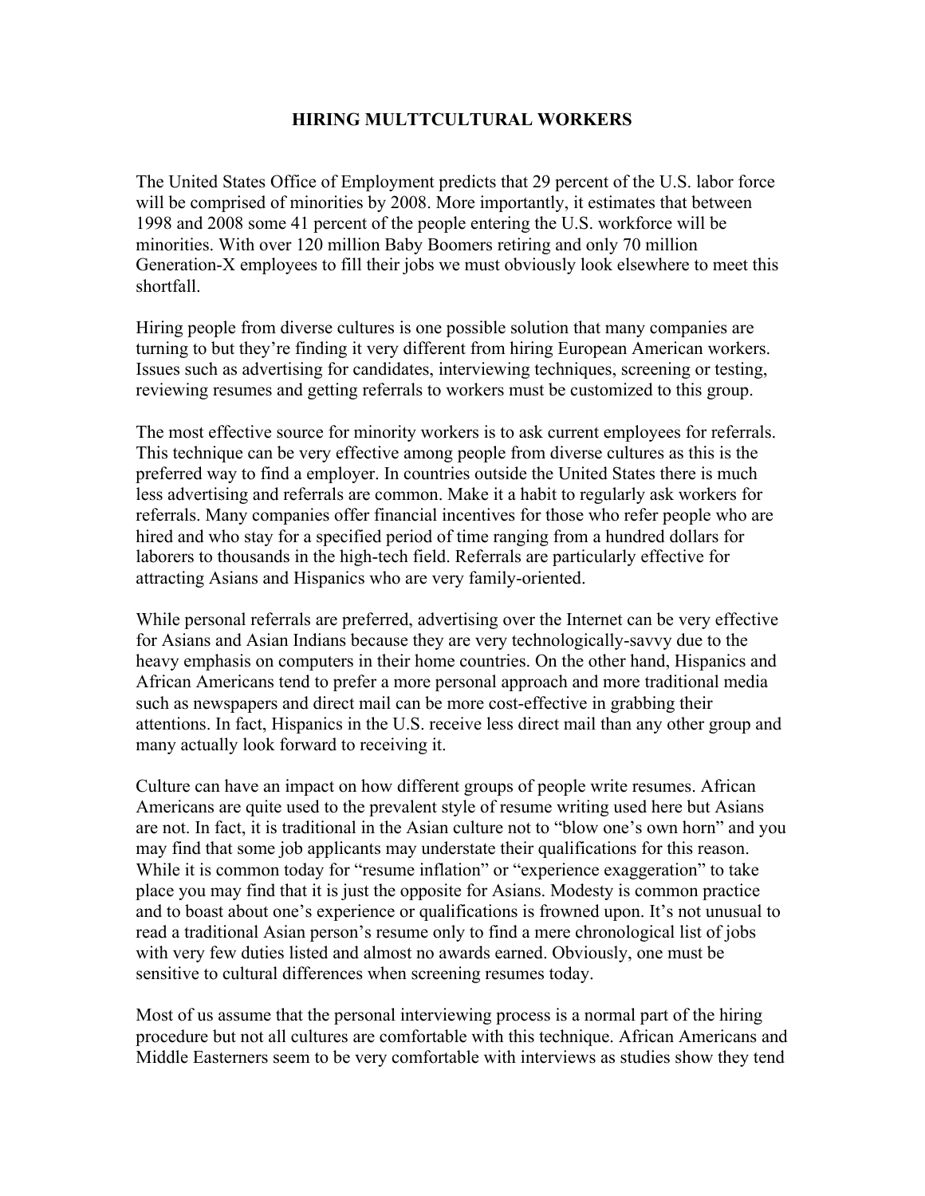# HIRING MULTTCULTURAL WORKERS

The United States Office of Employment predicts that 29 percent of the U.S. labor force will be comprised of minorities by 2008. More importantly, it estimates that between 1998 and 2008 some 41 percent of the people entering the U.S. workforce will be minorities. With over 120 million Baby Boomers retiring and only 70 million Generation-X employees to fill their jobs we must obviously look elsewhere to meet this shortfall.

Hiring people from diverse cultures is one possible solution that many companies are turning to but they're finding it very different from hiring European American workers. Issues such as advertising for candidates, interviewing techniques, screening or testing, reviewing resumes and getting referrals to workers must be customized to this group.

The most effective source for minority workers is to ask current employees for referrals. This technique can be very effective among people from diverse cultures as this is the preferred way to find a employer. In countries outside the United States there is much less advertising and referrals are common. Make it a habit to regularly ask workers for referrals. Many companies offer financial incentives for those who refer people who are hired and who stay for a specified period of time ranging from a hundred dollars for laborers to thousands in the high-tech field. Referrals are particularly effective for attracting Asians and Hispanics who are very family-oriented.

While personal referrals are preferred, advertising over the Internet can be very effective for Asians and Asian Indians because they are very technologically-savvy due to the heavy emphasis on computers in their home countries. On the other hand, Hispanics and African Americans tend to prefer a more personal approach and more traditional media such as newspapers and direct mail can be more cost-effective in grabbing their attentions. In fact, Hispanics in the U.S. receive less direct mail than any other group and many actually look forward to receiving it.

Culture can have an impact on how different groups of people write resumes. African Americans are quite used to the prevalent style of resume writing used here but Asians are not. In fact, it is traditional in the Asian culture not to "blow one's own horn" and you may find that some job applicants may understate their qualifications for this reason. While it is common today for "resume inflation" or "experience exaggeration" to take place you may find that it is just the opposite for Asians. Modesty is common practice and to boast about one's experience or qualifications is frowned upon. It's not unusual to read a traditional Asian person's resume only to find a mere chronological list of jobs with very few duties listed and almost no awards earned. Obviously, one must be sensitive to cultural differences when screening resumes today.

Most of us assume that the personal interviewing process is a normal part of the hiring procedure but not all cultures are comfortable with this technique. African Americans and Middle Easterners seem to be very comfortable with interviews as studies show they tend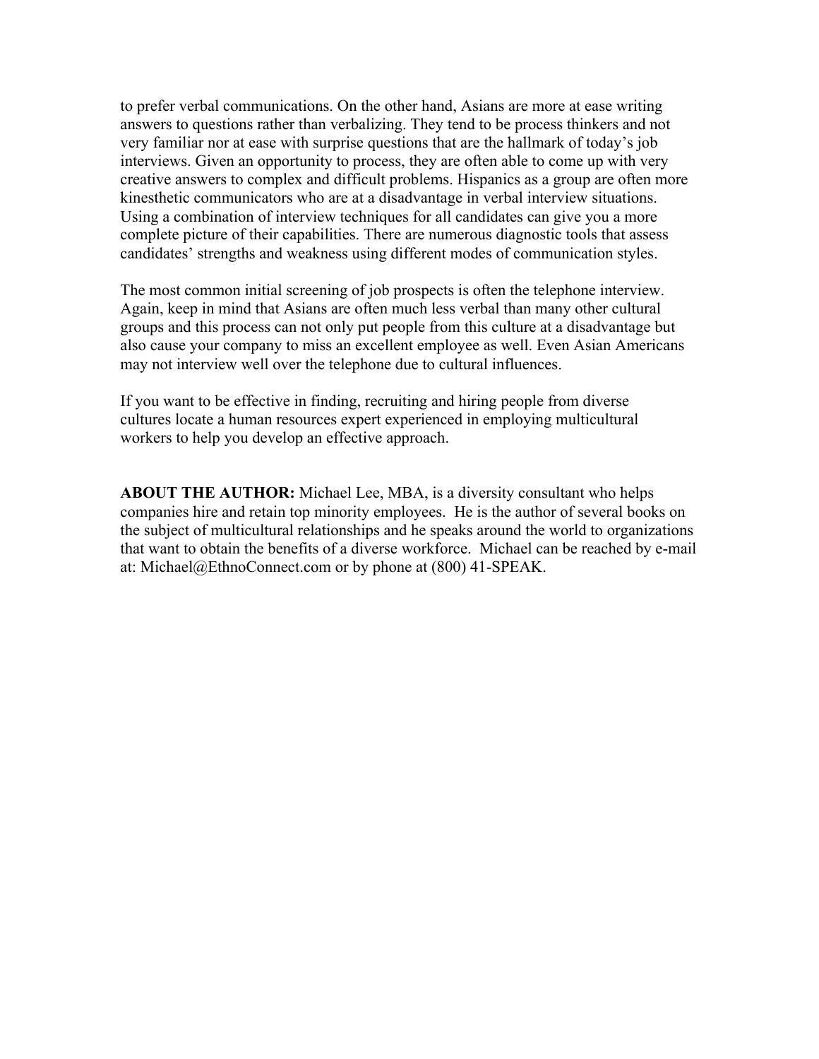to prefer verbal communications. On the other hand, Asians are more at ease writing answers to questions rather than verbalizing. They tend to be process thinkers and not very familiar nor at ease with surprise questions that are the hallmark of today's job interviews. Given an opportunity to process, they are often able to come up with very creative answers to complex and difficult problems. Hispanics as a group are often more kinesthetic communicators who are at a disadvantage in verbal interview situations. Using a combination of interview techniques for all candidates can give you a more complete picture of their capabilities. There are numerous diagnostic tools that assess candidates' strengths and weakness using different modes of communication styles.

The most common initial screening of job prospects is often the telephone interview. Again, keep in mind that Asians are often much less verbal than many other cultural groups and this process can not only put people from this culture at a disadvantage but also cause your company to miss an excellent employee as well. Even Asian Americans may not interview well over the telephone due to cultural influences.

If you want to be effective in finding, recruiting and hiring people from diverse cultures locate a human resources expert experienced in employing multicultural workers to help you develop an effective approach.

**ABOUT THE AUTHOR:** Michael Lee, MBA, is a diversity consultant who helps companies hire and retain top minority employees. He is the author of several books on the subject of multicultural relationships and he speaks around the world to organizations that want to obtain the benefits of a diverse workforce. Michael can be reached by e-mail at: Michael@EthnoConnect.com or by phone at (800) 41-SPEAK.